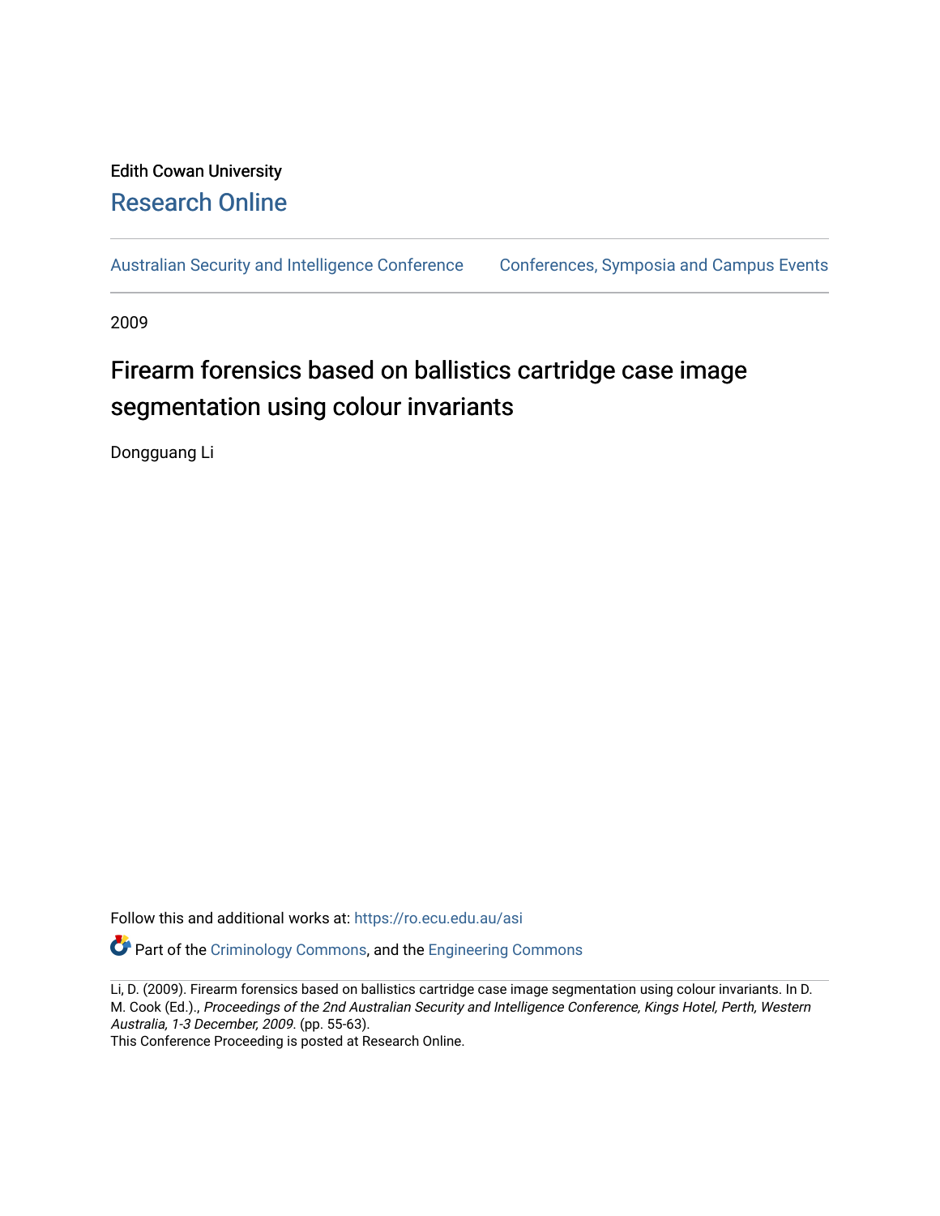Edith Cowan University

## Research Online

Australian Security and Intelligence Conference    Conferences, Symposia and Campus Events

2009

# Firearm forensics based on ballistics cartridge case image segmentation using colour invariants

Dongguang Li

Follow this and additional works at: https://ro.ecu.edu.au/asi

Part of the Criminology Commons, and the Engineering Commons

Li, D. (2009). Firearm forensics based on ballistics cartridge case image segmentation using colour invariants. In D. M. Cook (Ed.), *Proceedings of the 2nd Australian Security and Intelligence Conference, Kings Hotel, Perth, Western Australia, 1-3 December, 2009*. (pp. 55-63).
This Conference Proceeding is posted at Research Online.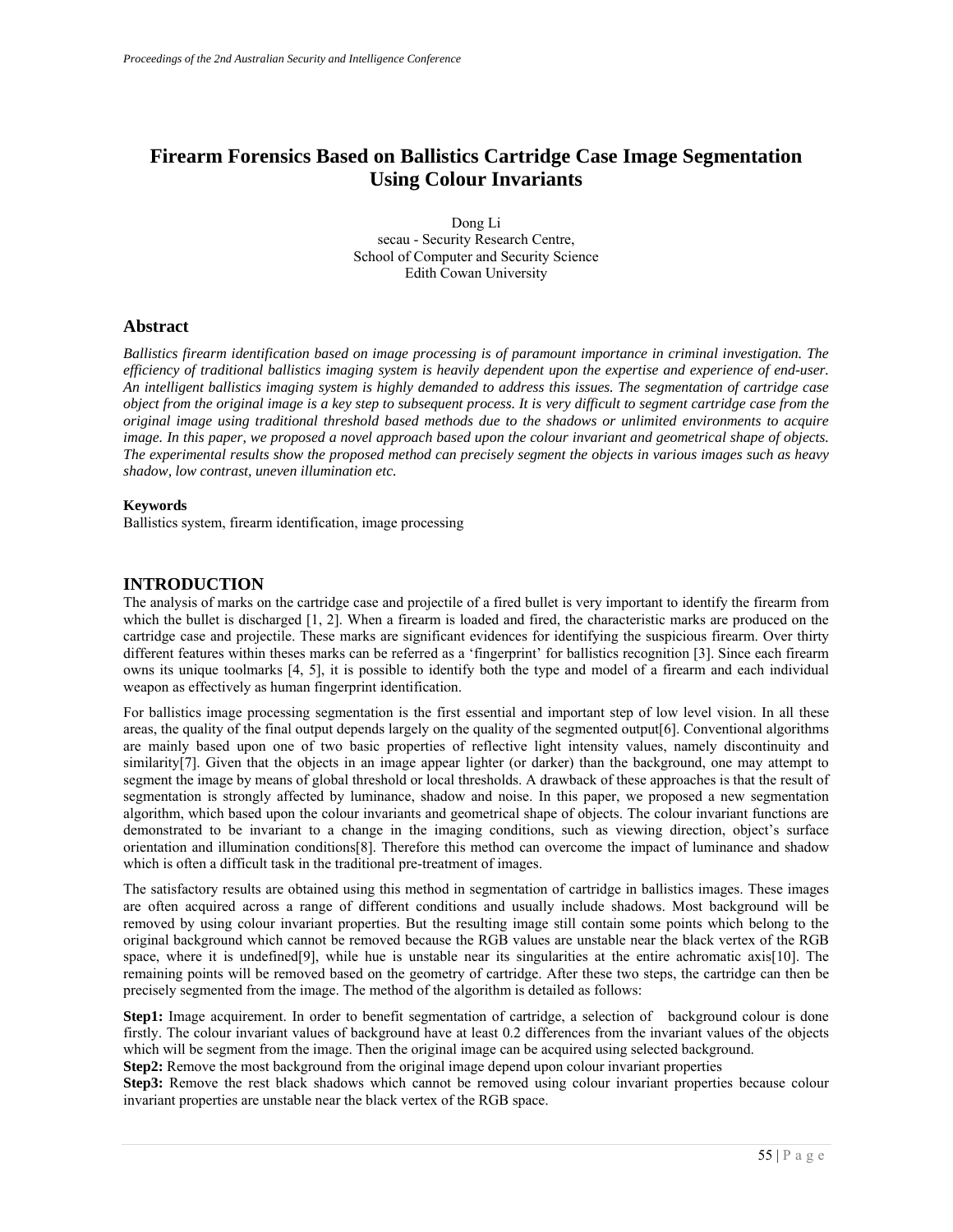# Firearm Forensics Based on Ballistics Cartridge Case Image Segmentation Using Colour Invariants

Dong Li
secau - Security Research Centre,
School of Computer and Security Science
Edith Cowan University

## Abstract

*Ballistics firearm identification based on image processing is of paramount importance in criminal investigation. The efficiency of traditional ballistics imaging system is heavily dependent upon the expertise and experience of end-user. An intelligent ballistics imaging system is highly demanded to address this issues. The segmentation of cartridge case object from the original image is a key step to subsequent process. It is very difficult to segment cartridge case from the original image using traditional threshold based methods due to the shadows or unlimited environments to acquire image. In this paper, we proposed a novel approach based upon the colour invariant and geometrical shape of objects. The experimental results show the proposed method can precisely segment the objects in various images such as heavy shadow, low contrast, uneven illumination etc.*

### Keywords

Ballistics system, firearm identification, image processing

## INTRODUCTION

The analysis of marks on the cartridge case and projectile of a fired bullet is very important to identify the firearm from which the bullet is discharged [1, 2]. When a firearm is loaded and fired, the characteristic marks are produced on the cartridge case and projectile. These marks are significant evidences for identifying the suspicious firearm. Over thirty different features within theses marks can be referred as a 'fingerprint' for ballistics recognition [3]. Since each firearm owns its unique toolmarks [4, 5], it is possible to identify both the type and model of a firearm and each individual weapon as effectively as human fingerprint identification.

For ballistics image processing segmentation is the first essential and important step of low level vision. In all these areas, the quality of the final output depends largely on the quality of the segmented output[6]. Conventional algorithms are mainly based upon one of two basic properties of reflective light intensity values, namely discontinuity and similarity[7]. Given that the objects in an image appear lighter (or darker) than the background, one may attempt to segment the image by means of global threshold or local thresholds. A drawback of these approaches is that the result of segmentation is strongly affected by luminance, shadow and noise. In this paper, we proposed a new segmentation algorithm, which based upon the colour invariants and geometrical shape of objects. The colour invariant functions are demonstrated to be invariant to a change in the imaging conditions, such as viewing direction, object's surface orientation and illumination conditions[8]. Therefore this method can overcome the impact of luminance and shadow which is often a difficult task in the traditional pre-treatment of images.

The satisfactory results are obtained using this method in segmentation of cartridge in ballistics images. These images are often acquired across a range of different conditions and usually include shadows. Most background will be removed by using colour invariant properties. But the resulting image still contain some points which belong to the original background which cannot be removed because the RGB values are unstable near the black vertex of the RGB space, where it is undefined[9], while hue is unstable near its singularities at the entire achromatic axis[10]. The remaining points will be removed based on the geometry of cartridge. After these two steps, the cartridge can then be precisely segmented from the image. The method of the algorithm is detailed as follows:

**Step1:** Image acquirement. In order to benefit segmentation of cartridge, a selection of background colour is done firstly. The colour invariant values of background have at least 0.2 differences from the invariant values of the objects which will be segment from the image. Then the original image can be acquired using selected background.

**Step2:** Remove the most background from the original image depend upon colour invariant properties

**Step3:** Remove the rest black shadows which cannot be removed using colour invariant properties because colour invariant properties are unstable near the black vertex of the RGB space.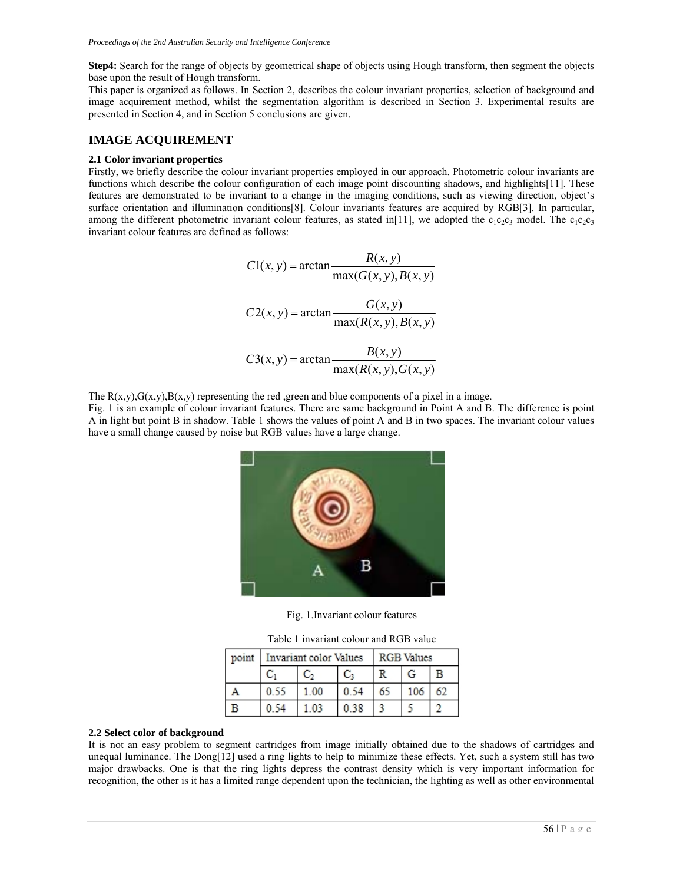**Step4:** Search for the range of objects by geometrical shape of objects using Hough transform, then segment the objects base upon the result of Hough transform.

This paper is organized as follows. In Section 2, describes the colour invariant properties, selection of background and image acquirement method, whilst the segmentation algorithm is described in Section 3. Experimental results are presented in Section 4, and in Section 5 conclusions are given.

# IMAGE ACQUIREMENT

### 2.1 Color invariant properties

Firstly, we briefly describe the colour invariant properties employed in our approach. Photometric colour invariants are functions which describe the colour configuration of each image point discounting shadows, and highlights[11]. These features are demonstrated to be invariant to a change in the imaging conditions, such as viewing direction, object's surface orientation and illumination conditions[8]. Colour invariants features are acquired by RGB[3]. In particular, among the different photometric invariant colour features, as stated in[11], we adopted the $c_1c_2c_3$ model. The $c_1c_2c_3$ invariant colour features are defined as follows:

$$C1(x,y) = \arctan\frac{R(x,y)}{\max(G(x,y),B(x,y)}$$

$$C2(x,y) = \arctan\frac{G(x,y)}{\max(R(x,y),B(x,y)}$$

$$C3(x,y) = \arctan\frac{B(x,y)}{\max(R(x,y),G(x,y)}$$

The R(x,y),G(x,y),B(x,y) representing the red ,green and blue components of a pixel in a image.

Fig. 1 is an example of colour invariant features. There are same background in Point A and B. The difference is point A in light but point B in shadow. Table 1 shows the values of point A and B in two spaces. The invariant colour values have a small change caused by noise but RGB values have a large change.

Fig. 1.Invariant colour features

Table 1 invariant colour and RGB value

| point | Invariant color Values | | | RGB Values | | |
|---|---|---|---|---|---|---|
| | $C_1$ | $C_2$ | $C_3$ | R | G | B |
| A | 0.55 | 1.00 | 0.54 | 65 | 106 | 62 |
| B | 0.54 | 1.03 | 0.38 | 3 | 5 | 2 |

### 2.2 Select color of background

It is not an easy problem to segment cartridges from image initially obtained due to the shadows of cartridges and unequal luminance. The Dong[12] used a ring lights to help to minimize these effects. Yet, such a system still has two major drawbacks. One is that the ring lights depress the contrast density which is very important information for recognition, the other is it has a limited range dependent upon the technician, the lighting as well as other environmental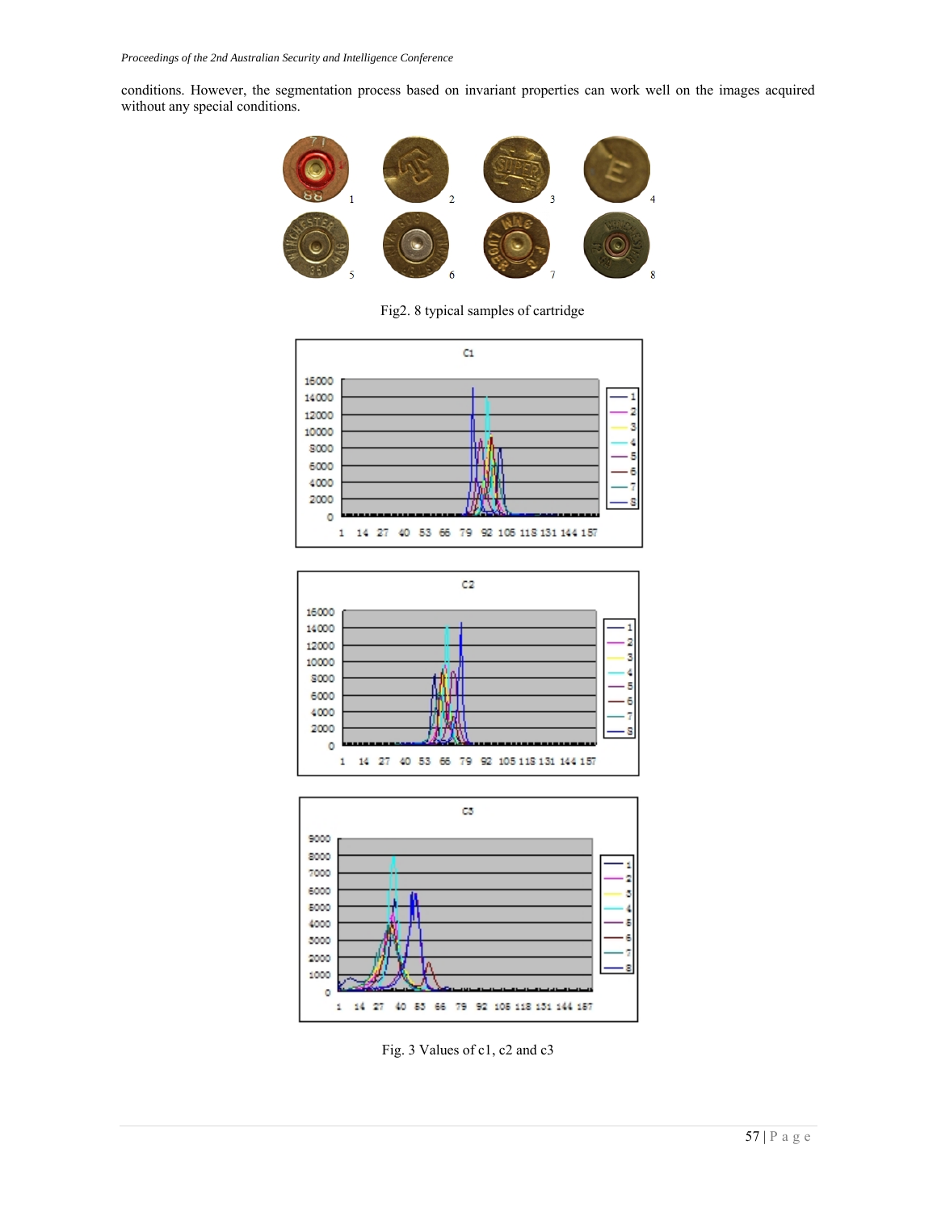conditions. However, the segmentation process based on invariant properties can work well on the images acquired without any special conditions.

Fig2. 8 typical samples of cartridge

Fig. 3 Values of c1, c2 and c3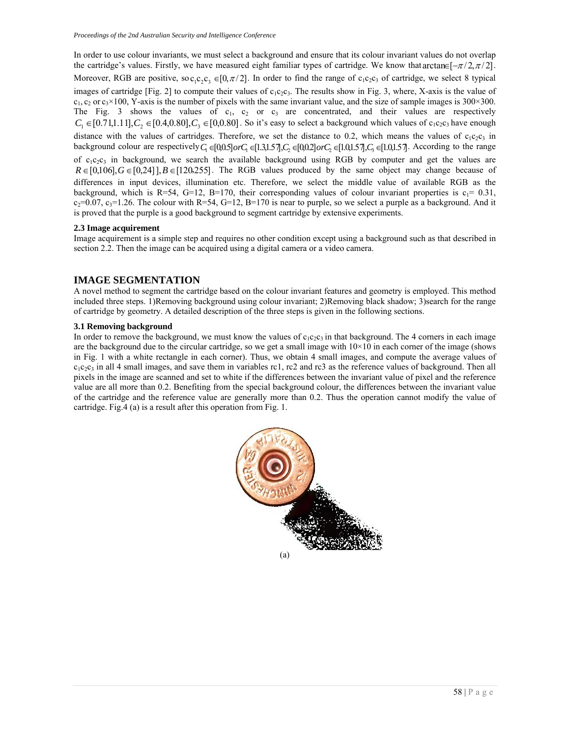In order to use colour invariants, we must select a background and ensure that its colour invariant values do not overlap the cartridge's values. Firstly, we have measured eight familiar types of cartridge. We know that $\arctan \in [-\pi/2, \pi/2]$. Moreover, RGB are positive, so $c_1c_2c_3 \in [0, \pi/2]$. In order to find the range of $c_1c_2c_3$ of cartridge, we select 8 typical images of cartridge [Fig. 2] to compute their values of $c_1c_2c_3$. The results show in Fig. 3, where, X-axis is the value of $c_1$, $c_2$ or $c_3 \times 100$, Y-axis is the number of pixels with the same invariant value, and the size of sample images is 300×300. The Fig. 3 shows the values of $c_1$, $c_2$ or $c_3$ are concentrated, and their values are respectively $C_1 \in [0.71, 1.11], C_2 \in [0.4, 0.80], C_3 \in [0, 0.80]$. So it's easy to select a background which values of $c_1c_2c_3$ have enough distance with the values of cartridges. Therefore, we set the distance to 0.2, which means the values of $c_1c_2c_3$ in background colour are respectively $C_1 \in [0, 0.5]$ or $C_1 \in [1.3, 1.57], C_2 \in [0, 0.2]$ or $C_2 \in [1.0, 1.57], C_3 \in [1.0, 1.57]$. According to the range of $c_1c_2c_3$ in background, we search the available background using RGB by computer and get the values are $R \in [0, 106], G \in [0, 24]], B \in [120, 255]$. The RGB values produced by the same object may change because of differences in input devices, illumination etc. Therefore, we select the middle value of available RGB as the background, which is R=54, G=12, B=170, their corresponding values of colour invariant properties is $c_1 = 0.31$, $c_2 = 0.07$, $c_3 = 1.26$. The colour with R=54, G=12, B=170 is near to purple, so we select a purple as a background. And it is proved that the purple is a good background to segment cartridge by extensive experiments.

### 2.3 Image acquirement

Image acquirement is a simple step and requires no other condition except using a background such as that described in section 2.2. Then the image can be acquired using a digital camera or a video camera.

## IMAGE SEGMENTATION

A novel method to segment the cartridge based on the colour invariant features and geometry is employed. This method included three steps. 1)Removing background using colour invariant; 2)Removing black shadow; 3)search for the range of cartridge by geometry. A detailed description of the three steps is given in the following sections.

### 3.1 Removing background

In order to remove the background, we must know the values of $c_1c_2c_3$ in that background. The 4 corners in each image are the background due to the circular cartridge, so we get a small image with 10×10 in each corner of the image (shows in Fig. 1 with a white rectangle in each corner). Thus, we obtain 4 small images, and compute the average values of $c_1c_2c_3$ in all 4 small images, and save them in variables rc1, rc2 and rc3 as the reference values of background. Then all pixels in the image are scanned and set to white if the differences between the invariant value of pixel and the reference value are all more than 0.2. Benefiting from the special background colour, the differences between the invariant value of the cartridge and the reference value are generally more than 0.2. Thus the operation cannot modify the value of cartridge. Fig.4 (a) is a result after this operation from Fig. 1.

(a)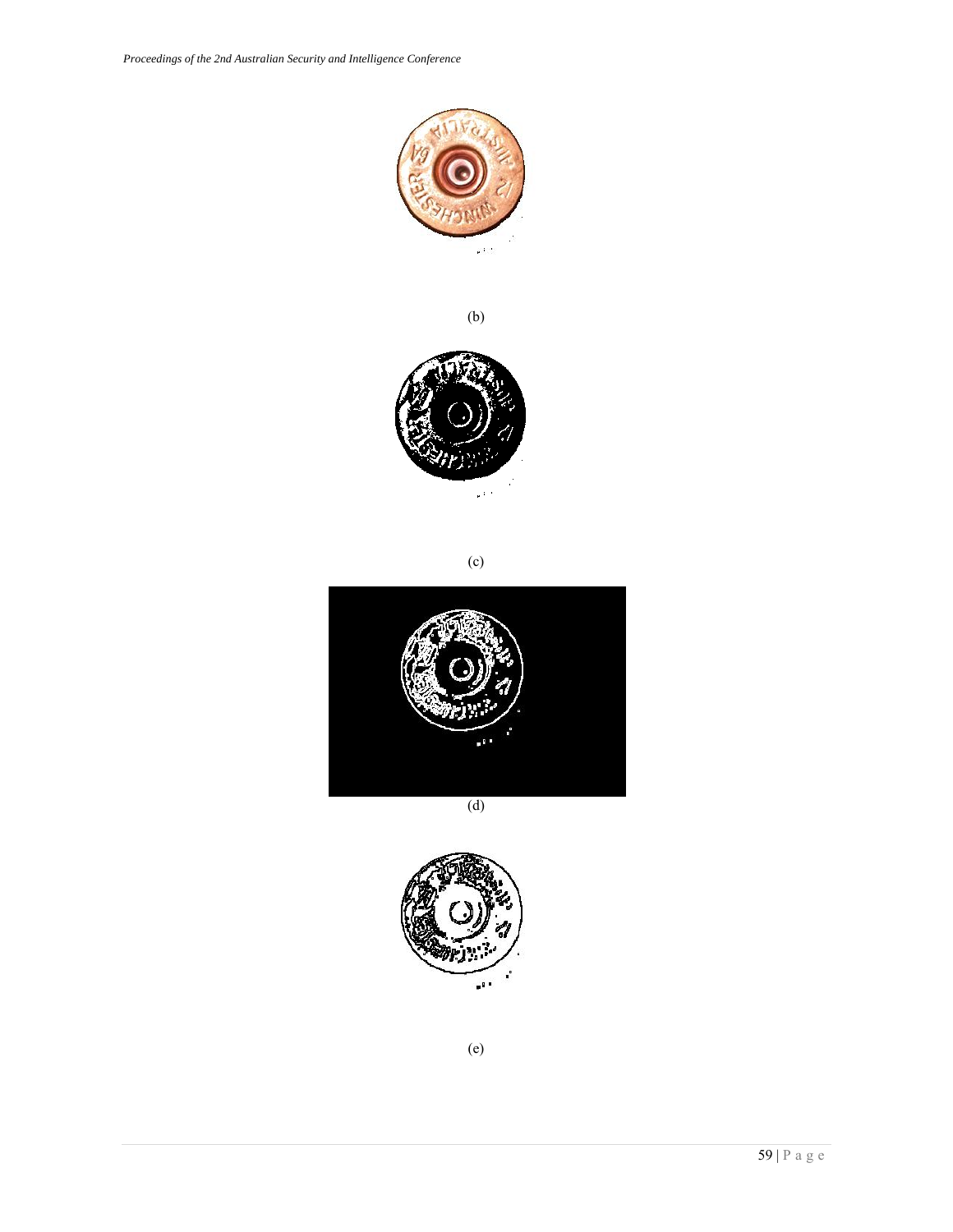(b)

(c)

(d)

(e)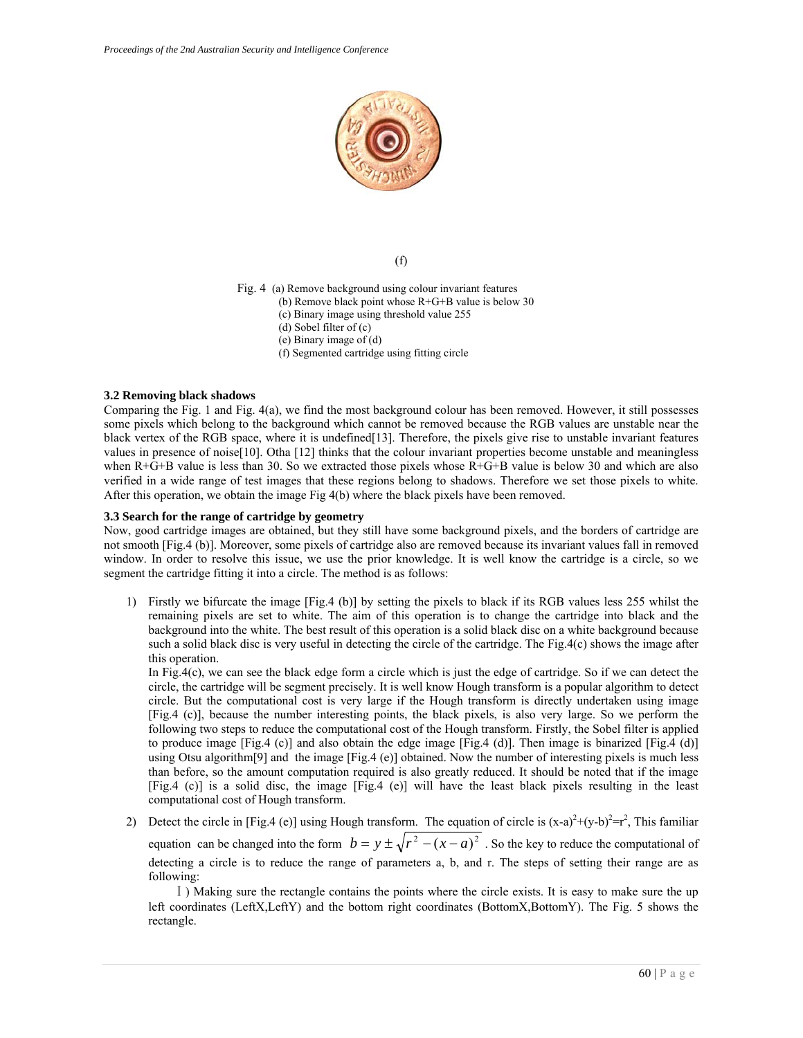(f)

Fig. 4 (a) Remove background using colour invariant features
(b) Remove black point whose R+G+B value is below 30
(c) Binary image using threshold value 255
(d) Sobel filter of (c)
(e) Binary image of (d)
(f) Segmented cartridge using fitting circle

### 3.2 Removing black shadows

Comparing the Fig. 1 and Fig. 4(a), we find the most background colour has been removed. However, it still possesses some pixels which belong to the background which cannot be removed because the RGB values are unstable near the black vertex of the RGB space, where it is undefined[13]. Therefore, the pixels give rise to unstable invariant features values in presence of noise[10]. Otha [12] thinks that the colour invariant properties become unstable and meaningless when R+G+B value is less than 30. So we extracted those pixels whose R+G+B value is below 30 and which are also verified in a wide range of test images that these regions belong to shadows. Therefore we set those pixels to white. After this operation, we obtain the image Fig 4(b) where the black pixels have been removed.

### 3.3 Search for the range of cartridge by geometry

Now, good cartridge images are obtained, but they still have some background pixels, and the borders of cartridge are not smooth [Fig.4 (b)]. Moreover, some pixels of cartridge also are removed because its invariant values fall in removed window. In order to resolve this issue, we use the prior knowledge. It is well know the cartridge is a circle, so we segment the cartridge fitting it into a circle. The method is as follows:

1) Firstly we bifurcate the image [Fig.4 (b)] by setting the pixels to black if its RGB values less 255 whilst the remaining pixels are set to white. The aim of this operation is to change the cartridge into black and the background into the white. The best result of this operation is a solid black disc on a white background because such a solid black disc is very useful in detecting the circle of the cartridge. The Fig.4(c) shows the image after this operation.

   In Fig.4(c), we can see the black edge form a circle which is just the edge of cartridge. So if we can detect the circle, the cartridge will be segment precisely. It is well know Hough transform is a popular algorithm to detect circle. But the computational cost is very large if the Hough transform is directly undertaken using image [Fig.4 (c)], because the number interesting points, the black pixels, is also very large. So we perform the following two steps to reduce the computational cost of the Hough transform. Firstly, the Sobel filter is applied to produce image [Fig.4 (c)] and also obtain the edge image [Fig.4 (d)]. Then image is binarized [Fig.4 (d)] using Otsu algorithm[9] and the image [Fig.4 (e)] obtained. Now the number of interesting pixels is much less than before, so the amount computation required is also greatly reduced. It should be noted that if the image [Fig.4 (c)] is a solid disc, the image [Fig.4 (e)] will have the least black pixels resulting in the least computational cost of Hough transform.

2) Detect the circle in [Fig.4 (e)] using Hough transform. The equation of circle is $(x-a)^2+(y-b)^2=r^2$, This familiar equation can be changed into the form $b = y \pm \sqrt{r^2 - (x-a)^2}$ . So the key to reduce the computational of detecting a circle is to reduce the range of parameters a, b, and r. The steps of setting their range are as following:

   Ⅰ) Making sure the rectangle contains the points where the circle exists. It is easy to make sure the up left coordinates (LeftX,LeftY) and the bottom right coordinates (BottomX,BottomY). The Fig. 5 shows the rectangle.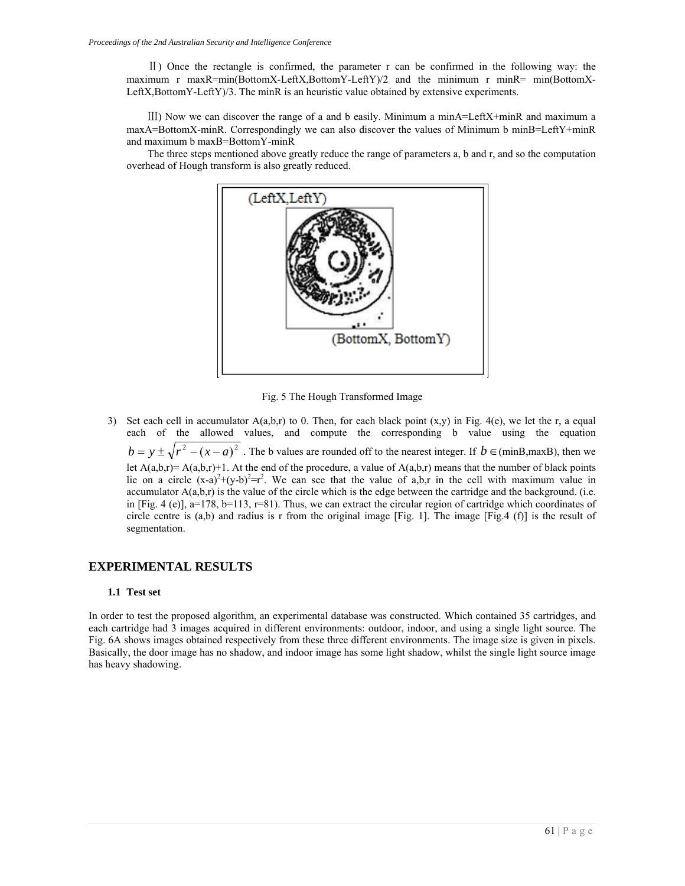Ⅱ) Once the rectangle is confirmed, the parameter r can be confirmed in the following way: the maximum r maxR=min(BottomX-LeftX,BottomY-LeftY)/2 and the minimum r minR= min(BottomX-LeftX,BottomY-LeftY)/3. The minR is an heuristic value obtained by extensive experiments.

Ⅲ) Now we can discover the range of a and b easily. Minimum a minA=LeftX+minR and maximum a maxA=BottomX-minR. Correspondingly we can also discover the values of Minimum b minB=LeftY+minR and maximum b maxB=BottomY-minR

The three steps mentioned above greatly reduce the range of parameters a, b and r, and so the computation overhead of Hough transform is also greatly reduced.

Fig. 5 The Hough Transformed Image

3) Set each cell in accumulator A(a,b,r) to 0. Then, for each black point (x,y) in Fig. 4(e), we let the r, a equal each of the allowed values, and compute the corresponding b value using the equation $b = y \pm \sqrt{r^2 - (x-a)^2}$ . The b values are rounded off to the nearest integer. If $b \in$ (minB,maxB), then we let A(a,b,r)= A(a,b,r)+1. At the end of the procedure, a value of A(a,b,r) means that the number of black points lie on a circle $(x-a)^2+(y-b)^2=r^2$. We can see that the value of a,b,r in the cell with maximum value in accumulator A(a,b,r) is the value of the circle which is the edge between the cartridge and the background. (i.e. in [Fig. 4 (e)], a=178, b=113, r=81). Thus, we can extract the circular region of cartridge which coordinates of circle centre is (a,b) and radius is r from the original image [Fig. 1]. The image [Fig.4 (f)] is the result of segmentation.

## EXPERIMENTAL RESULTS

### 1.1 Test set

In order to test the proposed algorithm, an experimental database was constructed. Which contained 35 cartridges, and each cartridge had 3 images acquired in different environments: outdoor, indoor, and using a single light source. The Fig. 6A shows images obtained respectively from these three different environments. The image size is given in pixels. Basically, the door image has no shadow, and indoor image has some light shadow, whilst the single light source image has heavy shadowing.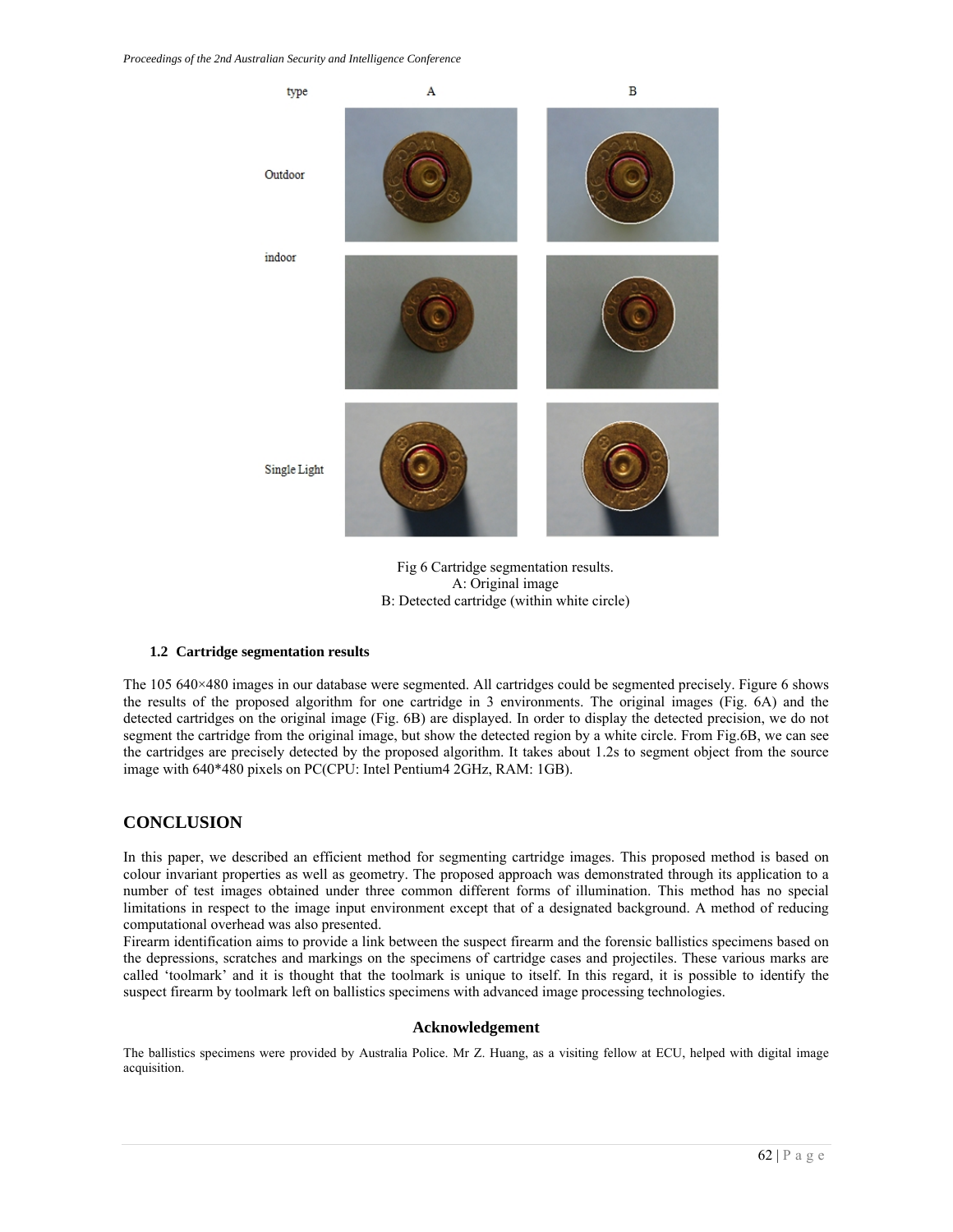Fig 6 Cartridge segmentation results.
A: Original image
B: Detected cartridge (within white circle)

### 1.2 Cartridge segmentation results

The 105 640×480 images in our database were segmented. All cartridges could be segmented precisely. Figure 6 shows the results of the proposed algorithm for one cartridge in 3 environments. The original images (Fig. 6A) and the detected cartridges on the original image (Fig. 6B) are displayed. In order to display the detected precision, we do not segment the cartridge from the original image, but show the detected region by a white circle. From Fig.6B, we can see the cartridges are precisely detected by the proposed algorithm. It takes about 1.2s to segment object from the source image with 640*480 pixels on PC(CPU: Intel Pentium4 2GHz, RAM: 1GB).

## CONCLUSION

In this paper, we described an efficient method for segmenting cartridge images. This proposed method is based on colour invariant properties as well as geometry. The proposed approach was demonstrated through its application to a number of test images obtained under three common different forms of illumination. This method has no special limitations in respect to the image input environment except that of a designated background. A method of reducing computational overhead was also presented.

Firearm identification aims to provide a link between the suspect firearm and the forensic ballistics specimens based on the depressions, scratches and markings on the specimens of cartridge cases and projectiles. These various marks are called 'toolmark' and it is thought that the toolmark is unique to itself. In this regard, it is possible to identify the suspect firearm by toolmark left on ballistics specimens with advanced image processing technologies.

### Acknowledgement

The ballistics specimens were provided by Australia Police. Mr Z. Huang, as a visiting fellow at ECU, helped with digital image acquisition.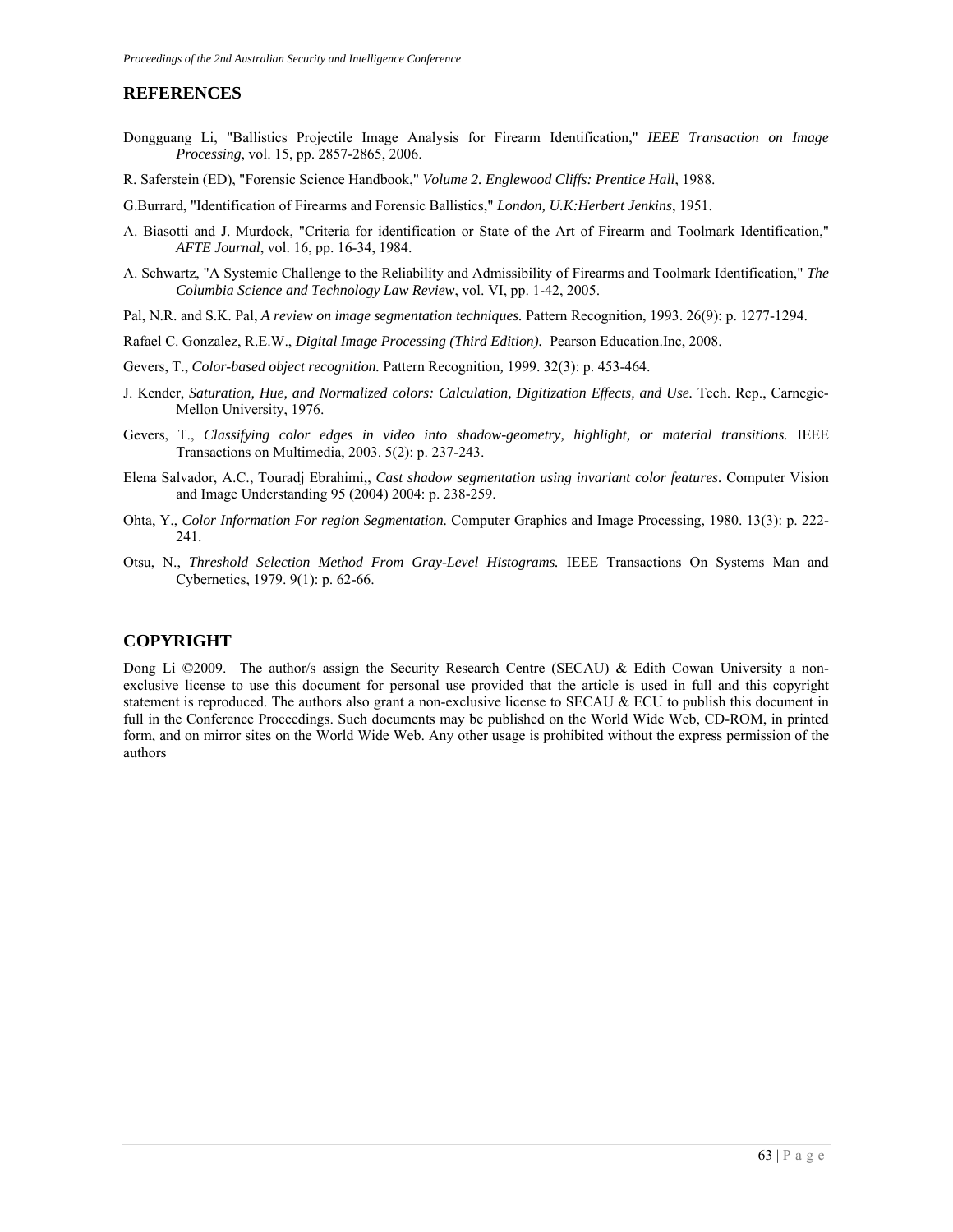## REFERENCES

Dongguang Li, "Ballistics Projectile Image Analysis for Firearm Identification," *IEEE Transaction on Image Processing*, vol. 15, pp. 2857-2865, 2006.

R. Saferstein (ED), "Forensic Science Handbook," *Volume 2. Englewood Cliffs: Prentice Hall*, 1988.

G.Burrard, "Identification of Firearms and Forensic Ballistics," *London, U.K:Herbert Jenkins*, 1951.

A. Biasotti and J. Murdock, "Criteria for identification or State of the Art of Firearm and Toolmark Identification," *AFTE Journal*, vol. 16, pp. 16-34, 1984.

A. Schwartz, "A Systemic Challenge to the Reliability and Admissibility of Firearms and Toolmark Identification," *The Columbia Science and Technology Law Review*, vol. VI, pp. 1-42, 2005.

Pal, N.R. and S.K. Pal, *A review on image segmentation techniques.* Pattern Recognition, 1993. 26(9): p. 1277-1294.

Rafael C. Gonzalez, R.E.W., *Digital Image Processing (Third Edition).* Pearson Education.Inc, 2008.

Gevers, T., *Color-based object recognition.* Pattern Recognition, 1999. 32(3): p. 453-464.

J. Kender, *Saturation, Hue, and Normalized colors: Calculation, Digitization Effects, and Use.* Tech. Rep., Carnegie-Mellon University, 1976.

Gevers, T., *Classifying color edges in video into shadow-geometry, highlight, or material transitions.* IEEE Transactions on Multimedia, 2003. 5(2): p. 237-243.

Elena Salvador, A.C., Touradj Ebrahimi,, *Cast shadow segmentation using invariant color features.* Computer Vision and Image Understanding 95 (2004) 2004: p. 238-259.

Ohta, Y., *Color Information For region Segmentation.* Computer Graphics and Image Processing, 1980. 13(3): p. 222-241.

Otsu, N., *Threshold Selection Method From Gray-Level Histograms.* IEEE Transactions On Systems Man and Cybernetics, 1979. 9(1): p. 62-66.

## COPYRIGHT

Dong Li ©2009. The author/s assign the Security Research Centre (SECAU) & Edith Cowan University a non-exclusive license to use this document for personal use provided that the article is used in full and this copyright statement is reproduced. The authors also grant a non-exclusive license to SECAU & ECU to publish this document in full in the Conference Proceedings. Such documents may be published on the World Wide Web, CD-ROM, in printed form, and on mirror sites on the World Wide Web. Any other usage is prohibited without the express permission of the authors